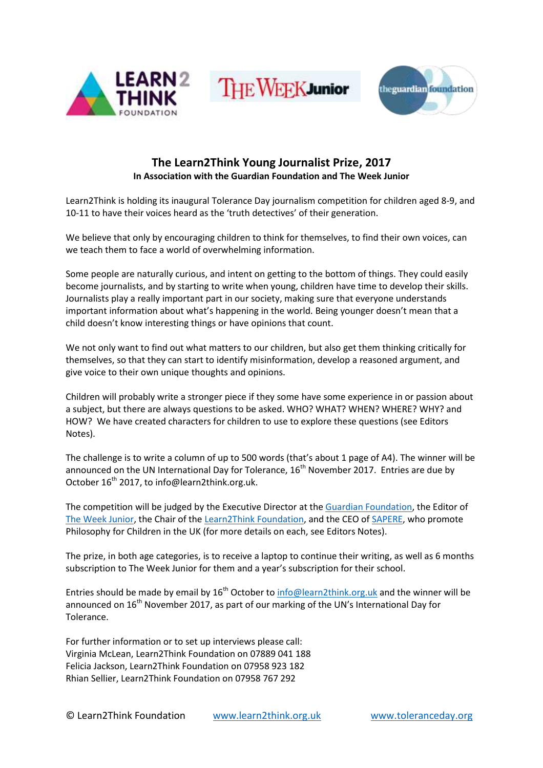# The Learn2Think Young Journalist Prize, 2017

**In Association with the Guardian Foundation and The Week Junior**

Learn2Think is holding its inaugural Tolerance Day journalism competition for children aged 8-9, and 10-11 to have their voices heard as the 'truth detectives' of their generation.

We believe that only by encouraging children to think for themselves, to find their own voices, can we teach them to face a world of overwhelming information.

Some people are naturally curious, and intent on getting to the bottom of things. They could easily become journalists, and by starting to write when young, children have time to develop their skills. Journalists play a really important part in our society, making sure that everyone understands important information about what's happening in the world. Being younger doesn't mean that a child doesn't know interesting things or have opinions that count.

We not only want to find out what matters to our children, but also get them thinking critically for themselves, so that they can start to identify misinformation, develop a reasoned argument, and give voice to their own unique thoughts and opinions.

Children will probably write a stronger piece if they some have some experience in or passion about a subject, but there are always questions to be asked. WHO? WHAT? WHEN? WHERE? WHY? and HOW? We have created characters for children to use to explore these questions (see Editors Notes).

The challenge is to write a column of up to 500 words (that's about 1 page of A4). The winner will be announced on the UN International Day for Tolerance, 16th November 2017. Entries are due by October 16th 2017, to info@learn2think.org.uk.

The competition will be judged by the Executive Director at the Guardian Foundation, the Editor of The Week Junior, the Chair of the Learn2Think Foundation, and the CEO of SAPERE, who promote Philosophy for Children in the UK (for more details on each, see Editors Notes).

The prize, in both age categories, is to receive a laptop to continue their writing, as well as 6 months subscription to The Week Junior for them and a year's subscription for their school.

Entries should be made by email by 16th October to info@learn2think.org.uk and the winner will be announced on 16th November 2017, as part of our marking of the UN's International Day for Tolerance.

For further information or to set up interviews please call:
Virginia McLean, Learn2Think Foundation on 07889 041 188
Felicia Jackson, Learn2Think Foundation on 07958 923 182
Rhian Sellier, Learn2Think Foundation on 07958 767 292

© Learn2Think Foundation www.learn2think.org.uk www.toleranceday.org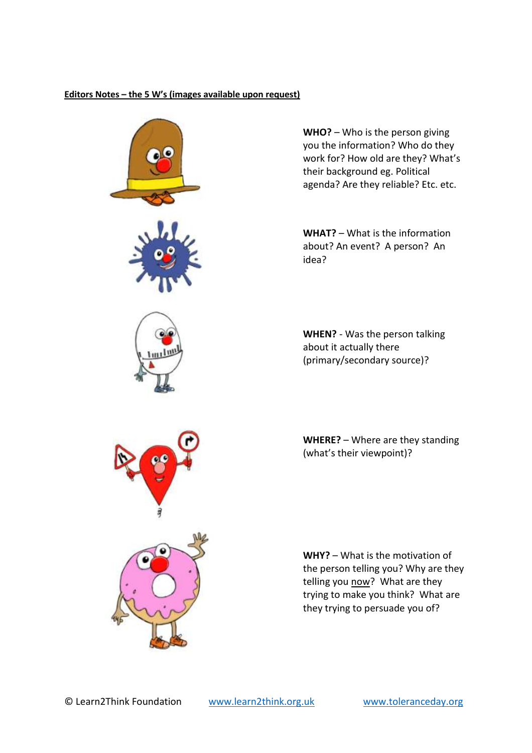**Editors Notes – the 5 W's (images available upon request)**

**WHO?** – Who is the person giving you the information? Who do they work for? How old are they? What's their background eg. Political agenda? Are they reliable? Etc. etc.

**WHAT?** – What is the information about? An event? A person? An idea?

**WHEN?** - Was the person talking about it actually there (primary/secondary source)?

**WHERE?** – Where are they standing (what's their viewpoint)?

**WHY?** – What is the motivation of the person telling you? Why are they telling you now? What are they trying to make you think? What are they trying to persuade you of?

© Learn2Think Foundation www.learn2think.org.uk www.toleranceday.org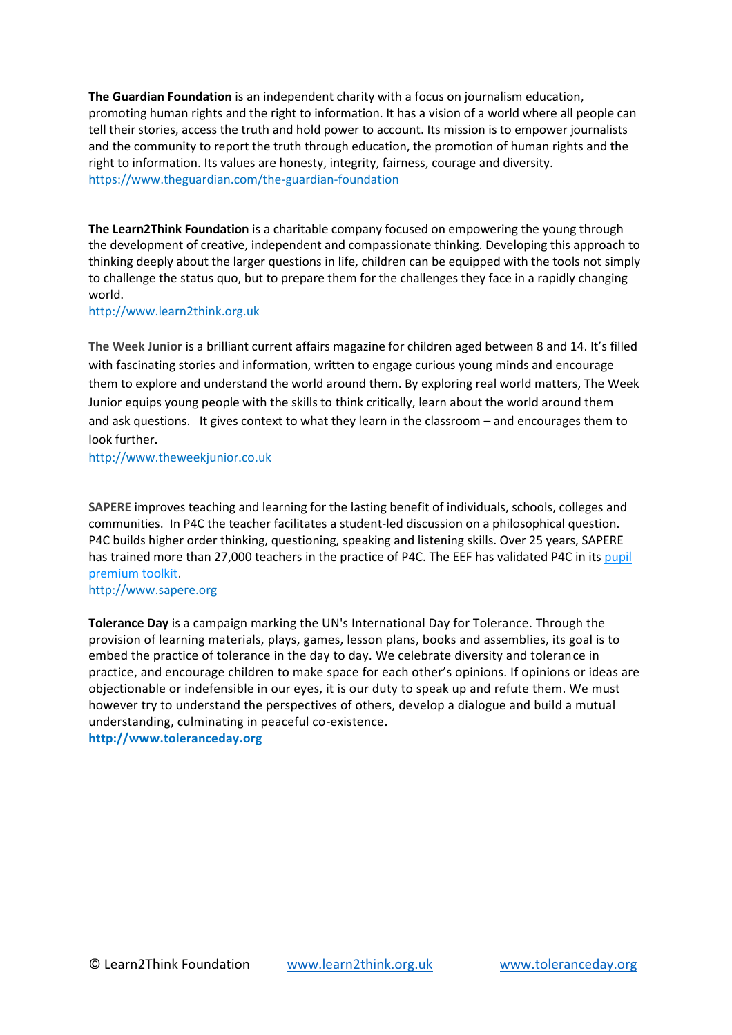**The Guardian Foundation** is an independent charity with a focus on journalism education, promoting human rights and the right to information. It has a vision of a world where all people can tell their stories, access the truth and hold power to account. Its mission is to empower journalists and the community to report the truth through education, the promotion of human rights and the right to information. Its values are honesty, integrity, fairness, courage and diversity.
https://www.theguardian.com/the-guardian-foundation

**The Learn2Think Foundation** is a charitable company focused on empowering the young through the development of creative, independent and compassionate thinking. Developing this approach to thinking deeply about the larger questions in life, children can be equipped with the tools not simply to challenge the status quo, but to prepare them for the challenges they face in a rapidly changing world.
http://www.learn2think.org.uk

**The Week Junior** is a brilliant current affairs magazine for children aged between 8 and 14. It's filled with fascinating stories and information, written to engage curious young minds and encourage them to explore and understand the world around them. By exploring real world matters, The Week Junior equips young people with the skills to think critically, learn about the world around them and ask questions. It gives context to what they learn in the classroom – and encourages them to look further.
http://www.theweekjunior.co.uk

**SAPERE** improves teaching and learning for the lasting benefit of individuals, schools, colleges and communities. In P4C the teacher facilitates a student-led discussion on a philosophical question. P4C builds higher order thinking, questioning, speaking and listening skills. Over 25 years, SAPERE has trained more than 27,000 teachers in the practice of P4C. The EEF has validated P4C in its pupil premium toolkit.
http://www.sapere.org

**Tolerance Day** is a campaign marking the UN's International Day for Tolerance. Through the provision of learning materials, plays, games, lesson plans, books and assemblies, its goal is to embed the practice of tolerance in the day to day. We celebrate diversity and tolerance in practice, and encourage children to make space for each other's opinions. If opinions or ideas are objectionable or indefensible in our eyes, it is our duty to speak up and refute them. We must however try to understand the perspectives of others, develop a dialogue and build a mutual understanding, culminating in peaceful co-existence.
**http://www.toleranceday.org**